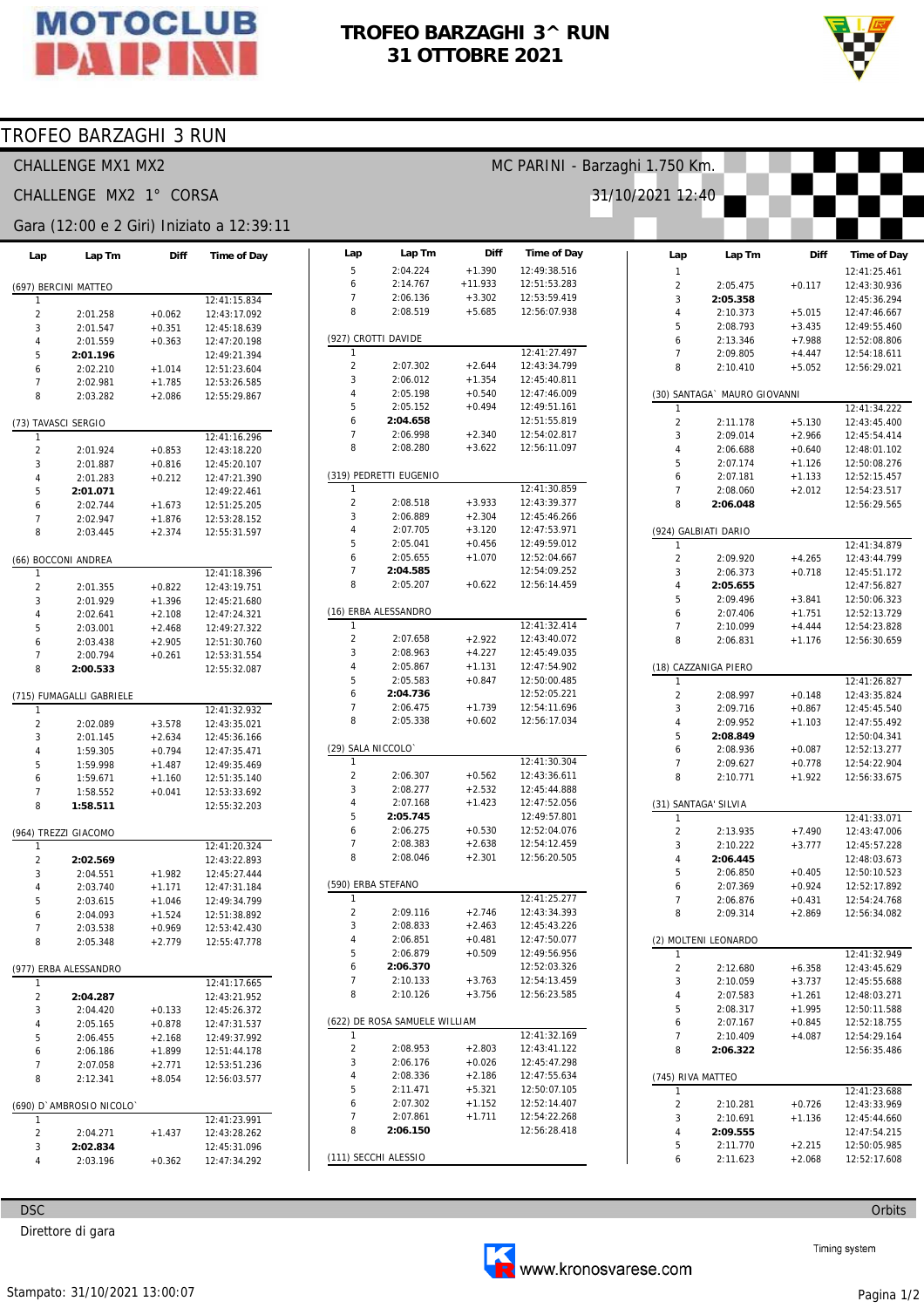# MOTOCLUB PARINI

## TROFEO BARZAGHI 3^ RUN
## 31 OTTOBRE 2021

TROFEO BARZAGHI 3 RUN

CHALLENGE MX1 MX2 — MC PARINI - Barzaghi 1.750 Km.

CHALLENGE MX2 1° CORSA — 31/10/2021 12:40

Gara (12:00 e 2 Giri) Iniziato a 12:39:11

**(697) BERCINI MATTEO**

| Lap | Lap Tm | Diff | Time of Day |
|---|---|---|---|
| 1 | | | 12:41:15.834 |
| 2 | 2:01.258 | +0.062 | 12:43:17.092 |
| 3 | 2:01.547 | +0.351 | 12:45:18.639 |
| 4 | 2:01.559 | +0.363 | 12:47:20.198 |
| 5 | **2:01.196** | | 12:49:21.394 |
| 6 | 2:02.210 | +1.014 | 12:51:23.604 |
| 7 | 2:02.981 | +1.785 | 12:53:26.585 |
| 8 | 2:03.282 | +2.086 | 12:55:29.867 |

**(73) TAVASCI SERGIO**

| Lap | Lap Tm | Diff | Time of Day |
|---|---|---|---|
| 1 | | | 12:41:16.296 |
| 2 | 2:01.924 | +0.853 | 12:43:18.220 |
| 3 | 2:01.887 | +0.816 | 12:45:20.107 |
| 4 | 2:01.283 | +0.212 | 12:47:21.390 |
| 5 | **2:01.071** | | 12:49:22.461 |
| 6 | 2:02.744 | +1.673 | 12:51:25.205 |
| 7 | 2:02.947 | +1.876 | 12:53:28.152 |
| 8 | 2:03.445 | +2.374 | 12:55:31.597 |

**(66) BOCCONI ANDREA**

| Lap | Lap Tm | Diff | Time of Day |
|---|---|---|---|
| 1 | | | 12:41:18.396 |
| 2 | 2:01.355 | +0.822 | 12:43:19.751 |
| 3 | 2:01.929 | +1.396 | 12:45:21.680 |
| 4 | 2:02.641 | +2.108 | 12:47:24.321 |
| 5 | 2:03.001 | +2.468 | 12:49:27.322 |
| 6 | 2:03.438 | +2.905 | 12:51:30.760 |
| 7 | 2:00.794 | +0.261 | 12:53:31.554 |
| 8 | **2:00.533** | | 12:55:32.087 |

**(715) FUMAGALLI GABRIELE**

| Lap | Lap Tm | Diff | Time of Day |
|---|---|---|---|
| 1 | | | 12:41:32.932 |
| 2 | 2:02.089 | +3.578 | 12:43:35.021 |
| 3 | 2:01.145 | +2.634 | 12:45:36.166 |
| 4 | 1:59.305 | +0.794 | 12:47:35.471 |
| 5 | 1:59.998 | +1.487 | 12:49:35.469 |
| 6 | 1:59.671 | +1.160 | 12:51:35.140 |
| 7 | 1:58.552 | +0.041 | 12:53:33.692 |
| 8 | **1:58.511** | | 12:55:32.203 |

**(964) TREZZI GIACOMO**

| Lap | Lap Tm | Diff | Time of Day |
|---|---|---|---|
| 1 | | | 12:41:20.324 |
| 2 | **2:02.569** | | 12:43:22.893 |
| 3 | 2:04.551 | +1.982 | 12:45:27.444 |
| 4 | 2:03.740 | +1.171 | 12:47:31.184 |
| 5 | 2:03.615 | +1.046 | 12:49:34.799 |
| 6 | 2:04.093 | +1.524 | 12:51:38.892 |
| 7 | 2:03.538 | +0.969 | 12:53:42.430 |
| 8 | 2:05.348 | +2.779 | 12:55:47.778 |

**(977) ERBA ALESSANDRO**

| Lap | Lap Tm | Diff | Time of Day |
|---|---|---|---|
| 1 | | | 12:41:17.665 |
| 2 | **2:04.287** | | 12:43:21.952 |
| 3 | 2:04.420 | +0.133 | 12:45:26.372 |
| 4 | 2:05.165 | +0.878 | 12:47:31.537 |
| 5 | 2:06.455 | +2.168 | 12:49:37.992 |
| 6 | 2:06.186 | +1.899 | 12:51:44.178 |
| 7 | 2:07.058 | +2.771 | 12:53:51.236 |
| 8 | 2:12.341 | +8.054 | 12:56:03.577 |

**(690) D`AMBROSIO NICOLO`**

| Lap | Lap Tm | Diff | Time of Day |
|---|---|---|---|
| 1 | | | 12:41:23.991 |
| 2 | 2:04.271 | +1.437 | 12:43:28.262 |
| 3 | **2:02.834** | | 12:45:31.096 |
| 4 | 2:03.196 | +0.362 | 12:47:34.292 |
| 5 | 2:04.224 | +1.390 | 12:49:38.516 |
| 6 | 2:14.767 | +11.933 | 12:51:53.283 |
| 7 | 2:06.136 | +3.302 | 12:53:59.419 |
| 8 | 2:08.519 | +5.685 | 12:56:07.938 |

**(927) CROTTI DAVIDE**

| Lap | Lap Tm | Diff | Time of Day |
|---|---|---|---|
| 1 | | | 12:41:27.497 |
| 2 | 2:07.302 | +2.644 | 12:43:34.799 |
| 3 | 2:06.012 | +1.354 | 12:45:40.811 |
| 4 | 2:05.198 | +0.540 | 12:47:46.009 |
| 5 | 2:05.152 | +0.494 | 12:49:51.161 |
| 6 | **2:04.658** | | 12:51:55.819 |
| 7 | 2:06.998 | +2.340 | 12:54:02.817 |
| 8 | 2:08.280 | +3.622 | 12:56:11.097 |

**(319) PEDRETTI EUGENIO**

| Lap | Lap Tm | Diff | Time of Day |
|---|---|---|---|
| 1 | | | 12:41:30.859 |
| 2 | 2:08.518 | +3.933 | 12:43:39.377 |
| 3 | 2:06.889 | +2.304 | 12:45:46.266 |
| 4 | 2:07.705 | +3.120 | 12:47:53.971 |
| 5 | 2:05.041 | +0.456 | 12:49:59.012 |
| 6 | 2:05.655 | +1.070 | 12:52:04.667 |
| 7 | **2:04.585** | | 12:54:09.252 |
| 8 | 2:05.207 | +0.622 | 12:56:14.459 |

**(16) ERBA ALESSANDRO**

| Lap | Lap Tm | Diff | Time of Day |
|---|---|---|---|
| 1 | | | 12:41:32.414 |
| 2 | 2:07.658 | +2.922 | 12:43:40.072 |
| 3 | 2:08.963 | +4.227 | 12:45:49.035 |
| 4 | 2:05.867 | +1.131 | 12:47:54.902 |
| 5 | 2:05.583 | +0.847 | 12:50:00.485 |
| 6 | **2:04.736** | | 12:52:05.221 |
| 7 | 2:06.475 | +1.739 | 12:54:11.696 |
| 8 | 2:05.338 | +0.602 | 12:56:17.034 |

**(29) SALA NICCOLO`**

| Lap | Lap Tm | Diff | Time of Day |
|---|---|---|---|
| 1 | | | 12:41:30.304 |
| 2 | 2:06.307 | +0.562 | 12:43:36.611 |
| 3 | 2:08.277 | +2.532 | 12:45:44.888 |
| 4 | 2:07.168 | +1.423 | 12:47:52.056 |
| 5 | **2:05.745** | | 12:49:57.801 |
| 6 | 2:06.275 | +0.530 | 12:52:04.076 |
| 7 | 2:08.383 | +2.638 | 12:54:12.459 |
| 8 | 2:08.046 | +2.301 | 12:56:20.505 |

**(590) ERBA STEFANO**

| Lap | Lap Tm | Diff | Time of Day |
|---|---|---|---|
| 1 | | | 12:41:25.277 |
| 2 | 2:09.116 | +2.746 | 12:43:34.393 |
| 3 | 2:08.833 | +2.463 | 12:45:43.226 |
| 4 | 2:06.851 | +0.481 | 12:47:50.077 |
| 5 | 2:06.879 | +0.509 | 12:49:56.956 |
| 6 | **2:06.370** | | 12:52:03.326 |
| 7 | 2:10.133 | +3.763 | 12:54:13.459 |
| 8 | 2:10.126 | +3.756 | 12:56:23.585 |

**(622) DE ROSA SAMUELE WILLIAM**

| Lap | Lap Tm | Diff | Time of Day |
|---|---|---|---|
| 1 | | | 12:41:32.169 |
| 2 | 2:08.953 | +2.803 | 12:43:41.122 |
| 3 | 2:06.176 | +0.026 | 12:45:47.298 |
| 4 | 2:08.336 | +2.186 | 12:47:55.634 |
| 5 | 2:11.471 | +5.321 | 12:50:07.105 |
| 6 | 2:07.302 | +1.152 | 12:52:14.407 |
| 7 | 2:07.861 | +1.711 | 12:54:22.268 |
| 8 | **2:06.150** | | 12:56:28.418 |

**(111) SECCHI ALESSIO**

| Lap | Lap Tm | Diff | Time of Day |
|---|---|---|---|
| 1 | | | 12:41:25.461 |
| 2 | 2:05.475 | +0.117 | 12:43:30.936 |
| 3 | **2:05.358** | | 12:45:36.294 |
| 4 | 2:10.373 | +5.015 | 12:47:46.667 |
| 5 | 2:08.793 | +3.435 | 12:49:55.460 |
| 6 | 2:13.346 | +7.988 | 12:52:08.806 |
| 7 | 2:09.805 | +4.447 | 12:54:18.611 |
| 8 | 2:10.410 | +5.052 | 12:56:29.021 |

**(30) SANTAGA` MAURO GIOVANNI**

| Lap | Lap Tm | Diff | Time of Day |
|---|---|---|---|
| 1 | | | 12:41:34.222 |
| 2 | 2:11.178 | +5.130 | 12:43:45.400 |
| 3 | 2:09.014 | +2.966 | 12:45:54.414 |
| 4 | 2:06.688 | +0.640 | 12:48:01.102 |
| 5 | 2:07.174 | +1.126 | 12:50:08.276 |
| 6 | 2:07.181 | +1.133 | 12:52:15.457 |
| 7 | 2:08.060 | +2.012 | 12:54:23.517 |
| 8 | **2:06.048** | | 12:56:29.565 |

**(924) GALBIATI DARIO**

| Lap | Lap Tm | Diff | Time of Day |
|---|---|---|---|
| 1 | | | 12:41:34.879 |
| 2 | 2:09.920 | +4.265 | 12:43:44.799 |
| 3 | 2:06.373 | +0.718 | 12:45:51.172 |
| 4 | **2:05.655** | | 12:47:56.827 |
| 5 | 2:09.496 | +3.841 | 12:50:06.323 |
| 6 | 2:07.406 | +1.751 | 12:52:13.729 |
| 7 | 2:10.099 | +4.444 | 12:54:23.828 |
| 8 | 2:06.831 | +1.176 | 12:56:30.659 |

**(18) CAZZANIGA PIERO**

| Lap | Lap Tm | Diff | Time of Day |
|---|---|---|---|
| 1 | | | 12:41:26.827 |
| 2 | 2:08.997 | +0.148 | 12:43:35.824 |
| 3 | 2:09.716 | +0.867 | 12:45:45.540 |
| 4 | 2:09.952 | +1.103 | 12:47:55.492 |
| 5 | **2:08.849** | | 12:50:04.341 |
| 6 | 2:08.936 | +0.087 | 12:52:13.277 |
| 7 | 2:09.627 | +0.778 | 12:54:22.904 |
| 8 | 2:10.771 | +1.922 | 12:56:33.675 |

**(31) SANTAGA' SILVIA**

| Lap | Lap Tm | Diff | Time of Day |
|---|---|---|---|
| 1 | | | 12:41:33.071 |
| 2 | 2:13.935 | +7.490 | 12:43:47.006 |
| 3 | 2:10.222 | +3.777 | 12:45:57.228 |
| 4 | **2:06.445** | | 12:48:03.673 |
| 5 | 2:06.850 | +0.405 | 12:50:10.523 |
| 6 | 2:07.369 | +0.924 | 12:52:17.892 |
| 7 | 2:06.876 | +0.431 | 12:54:24.768 |
| 8 | 2:09.314 | +2.869 | 12:56:34.082 |

**(2) MOLTENI LEONARDO**

| Lap | Lap Tm | Diff | Time of Day |
|---|---|---|---|
| 1 | | | 12:41:32.949 |
| 2 | 2:12.680 | +6.358 | 12:43:45.629 |
| 3 | 2:10.059 | +3.737 | 12:45:55.688 |
| 4 | 2:07.583 | +1.261 | 12:48:03.271 |
| 5 | 2:08.317 | +1.995 | 12:50:11.588 |
| 6 | 2:07.167 | +0.845 | 12:52:18.755 |
| 7 | 2:10.409 | +4.087 | 12:54:29.164 |
| 8 | **2:06.322** | | 12:56:35.486 |

**(745) RIVA MATTEO**

| Lap | Lap Tm | Diff | Time of Day |
|---|---|---|---|
| 1 | | | 12:41:23.688 |
| 2 | 2:10.281 | +0.726 | 12:43:33.969 |
| 3 | 2:10.691 | +1.136 | 12:45:44.660 |
| 4 | **2:09.555** | | 12:47:54.215 |
| 5 | 2:11.770 | +2.215 | 12:50:05.985 |
| 6 | 2:11.623 | +2.068 | 12:52:17.608 |

DSC — Orbits

Direttore di gara

www.kronosvarese.com — Timing system

Stampato: 31/10/2021 13:00:07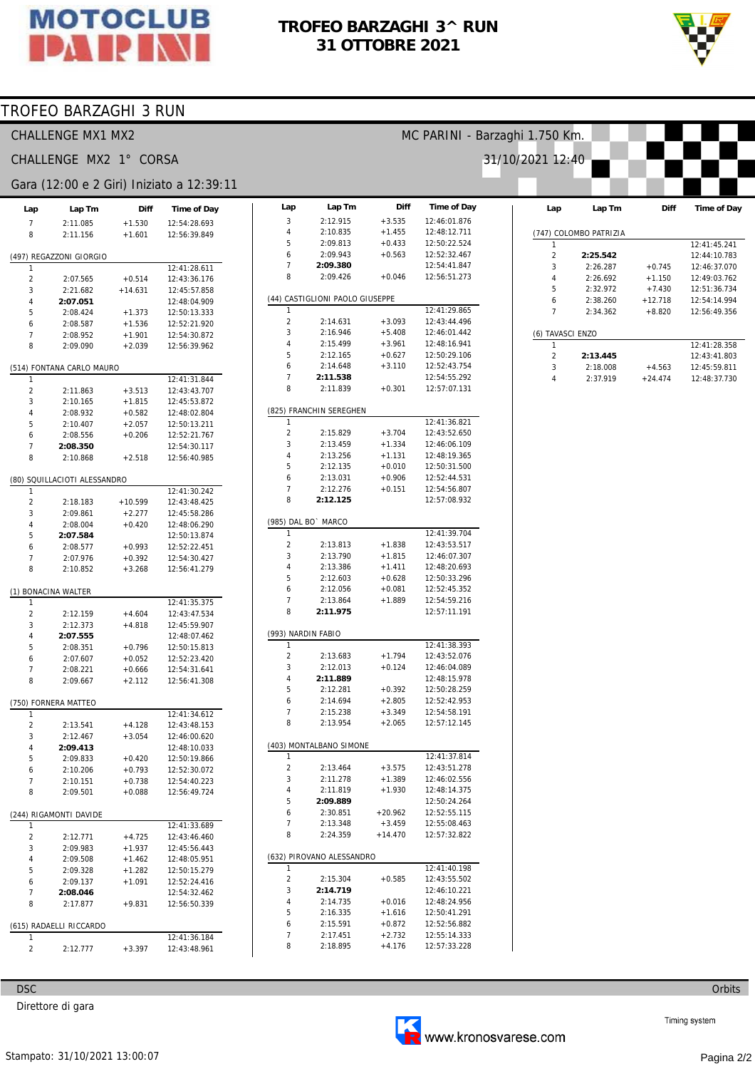# TROFEO BARZAGHI 3^ RUN
# 31 OTTOBRE 2021

## TROFEO BARZAGHI 3 RUN

CHALLENGE MX1 MX2 — MC PARINI - Barzaghi 1.750 Km.

CHALLENGE MX2 1° CORSA — 31/10/2021 12:40

Gara (12:00 e 2 Giri) Iniziato a 12:39:11

| Lap | Lap Tm | Diff | Time of Day |
|---|---|---|---|
| 7 | 2:11.085 | +1.530 | 12:54:28.693 |
| 8 | 2:11.156 | +1.601 | 12:56:39.849 |

**(497) REGAZZONI GIORGIO**

| Lap | Lap Tm | Diff | Time of Day |
|---|---|---|---|
| 1 | | | 12:41:28.611 |
| 2 | 2:07.565 | +0.514 | 12:43:36.176 |
| 3 | 2:21.682 | +14.631 | 12:45:57.858 |
| 4 | **2:07.051** | | 12:48:04.909 |
| 5 | 2:08.424 | +1.373 | 12:50:13.333 |
| 6 | 2:08.587 | +1.536 | 12:52:21.920 |
| 7 | 2:08.952 | +1.901 | 12:54:30.872 |
| 8 | 2:09.090 | +2.039 | 12:56:39.962 |

**(514) FONTANA CARLO MAURO**

| Lap | Lap Tm | Diff | Time of Day |
|---|---|---|---|
| 1 | | | 12:41:31.844 |
| 2 | 2:11.863 | +3.513 | 12:43:43.707 |
| 3 | 2:10.165 | +1.815 | 12:45:53.872 |
| 4 | 2:08.932 | +0.582 | 12:48:02.804 |
| 5 | 2:10.407 | +2.057 | 12:50:13.211 |
| 6 | 2:08.556 | +0.206 | 12:52:21.767 |
| 7 | **2:08.350** | | 12:54:30.117 |
| 8 | 2:10.868 | +2.518 | 12:56:40.985 |

**(80) SQUILLACIOTI ALESSANDRO**

| Lap | Lap Tm | Diff | Time of Day |
|---|---|---|---|
| 1 | | | 12:41:30.242 |
| 2 | 2:18.183 | +10.599 | 12:43:48.425 |
| 3 | 2:09.861 | +2.277 | 12:45:58.286 |
| 4 | 2:08.004 | +0.420 | 12:48:06.290 |
| 5 | **2:07.584** | | 12:50:13.874 |
| 6 | 2:08.577 | +0.993 | 12:52:22.451 |
| 7 | 2:07.976 | +0.392 | 12:54:30.427 |
| 8 | 2:10.852 | +3.268 | 12:56:41.279 |

**(1) BONACINA WALTER**

| Lap | Lap Tm | Diff | Time of Day |
|---|---|---|---|
| 1 | | | 12:41:35.375 |
| 2 | 2:12.159 | +4.604 | 12:43:47.534 |
| 3 | 2:12.373 | +4.818 | 12:45:59.907 |
| 4 | **2:07.555** | | 12:48:07.462 |
| 5 | 2:08.351 | +0.796 | 12:50:15.813 |
| 6 | 2:07.607 | +0.052 | 12:52:23.420 |
| 7 | 2:08.221 | +0.666 | 12:54:31.641 |
| 8 | 2:09.667 | +2.112 | 12:56:41.308 |

**(750) FORNERA MATTEO**

| Lap | Lap Tm | Diff | Time of Day |
|---|---|---|---|
| 1 | | | 12:41:34.612 |
| 2 | 2:13.541 | +4.128 | 12:43:48.153 |
| 3 | 2:12.467 | +3.054 | 12:46:00.620 |
| 4 | **2:09.413** | | 12:48:10.033 |
| 5 | 2:09.833 | +0.420 | 12:50:19.866 |
| 6 | 2:10.206 | +0.793 | 12:52:30.072 |
| 7 | 2:10.151 | +0.738 | 12:54:40.223 |
| 8 | 2:09.501 | +0.088 | 12:56:49.724 |

**(244) RIGAMONTI DAVIDE**

| Lap | Lap Tm | Diff | Time of Day |
|---|---|---|---|
| 1 | | | 12:41:33.689 |
| 2 | 2:12.771 | +4.725 | 12:43:46.460 |
| 3 | 2:09.983 | +1.937 | 12:45:56.443 |
| 4 | 2:09.508 | +1.462 | 12:48:05.951 |
| 5 | 2:09.328 | +1.282 | 12:50:15.279 |
| 6 | 2:09.137 | +1.091 | 12:52:24.416 |
| 7 | **2:08.046** | | 12:54:32.462 |
| 8 | 2:17.877 | +9.831 | 12:56:50.339 |

**(615) RADAELLI RICCARDO**

| Lap | Lap Tm | Diff | Time of Day |
|---|---|---|---|
| 1 | | | 12:41:36.184 |
| 2 | 2:12.777 | +3.397 | 12:43:48.961 |
| 3 | 2:12.915 | +3.535 | 12:46:01.876 |
| 4 | 2:10.835 | +1.455 | 12:48:12.711 |
| 5 | 2:09.813 | +0.433 | 12:50:22.524 |
| 6 | 2:09.943 | +0.563 | 12:52:32.467 |
| 7 | **2:09.380** | | 12:54:41.847 |
| 8 | 2:09.426 | +0.046 | 12:56:51.273 |

**(44) CASTIGLIONI PAOLO GIUSEPPE**

| Lap | Lap Tm | Diff | Time of Day |
|---|---|---|---|
| 1 | | | 12:41:29.865 |
| 2 | 2:14.631 | +3.093 | 12:43:44.496 |
| 3 | 2:16.946 | +5.408 | 12:46:01.442 |
| 4 | 2:15.499 | +3.961 | 12:48:16.941 |
| 5 | 2:12.165 | +0.627 | 12:50:29.106 |
| 6 | 2:14.648 | +3.110 | 12:52:43.754 |
| 7 | **2:11.538** | | 12:54:55.292 |
| 8 | 2:11.839 | +0.301 | 12:57:07.131 |

**(825) FRANCHIN SEREGHEN**

| Lap | Lap Tm | Diff | Time of Day |
|---|---|---|---|
| 1 | | | 12:41:36.821 |
| 2 | 2:15.829 | +3.704 | 12:43:52.650 |
| 3 | 2:13.459 | +1.334 | 12:46:06.109 |
| 4 | 2:13.256 | +1.131 | 12:48:19.365 |
| 5 | 2:12.135 | +0.010 | 12:50:31.500 |
| 6 | 2:13.031 | +0.906 | 12:52:44.531 |
| 7 | 2:12.276 | +0.151 | 12:54:56.807 |
| 8 | **2:12.125** | | 12:57:08.932 |

**(985) DAL BO` MARCO**

| Lap | Lap Tm | Diff | Time of Day |
|---|---|---|---|
| 1 | | | 12:41:39.704 |
| 2 | 2:13.813 | +1.838 | 12:43:53.517 |
| 3 | 2:13.790 | +1.815 | 12:46:07.307 |
| 4 | 2:13.386 | +1.411 | 12:48:20.693 |
| 5 | 2:12.603 | +0.628 | 12:50:33.296 |
| 6 | 2:12.056 | +0.081 | 12:52:45.352 |
| 7 | 2:13.864 | +1.889 | 12:54:59.216 |
| 8 | **2:11.975** | | 12:57:11.191 |

**(993) NARDIN FABIO**

| Lap | Lap Tm | Diff | Time of Day |
|---|---|---|---|
| 1 | | | 12:41:38.393 |
| 2 | 2:13.683 | +1.794 | 12:43:52.076 |
| 3 | 2:12.013 | +0.124 | 12:46:04.089 |
| 4 | **2:11.889** | | 12:48:15.978 |
| 5 | 2:12.281 | +0.392 | 12:50:28.259 |
| 6 | 2:14.694 | +2.805 | 12:52:42.953 |
| 7 | 2:15.238 | +3.349 | 12:54:58.191 |
| 8 | 2:13.954 | +2.065 | 12:57:12.145 |

**(403) MONTALBANO SIMONE**

| Lap | Lap Tm | Diff | Time of Day |
|---|---|---|---|
| 1 | | | 12:41:37.814 |
| 2 | 2:13.464 | +3.575 | 12:43:51.278 |
| 3 | 2:11.278 | +1.389 | 12:46:02.556 |
| 4 | 2:11.819 | +1.930 | 12:48:14.375 |
| 5 | **2:09.889** | | 12:50:24.264 |
| 6 | 2:30.851 | +20.962 | 12:52:55.115 |
| 7 | 2:13.348 | +3.459 | 12:55:08.463 |
| 8 | 2:24.359 | +14.470 | 12:57:32.822 |

**(632) PIROVANO ALESSANDRO**

| Lap | Lap Tm | Diff | Time of Day |
|---|---|---|---|
| 1 | | | 12:41:40.198 |
| 2 | 2:15.304 | +0.585 | 12:43:55.502 |
| 3 | **2:14.719** | | 12:46:10.221 |
| 4 | 2:14.735 | +0.016 | 12:48:24.956 |
| 5 | 2:16.335 | +1.616 | 12:50:41.291 |
| 6 | 2:15.591 | +0.872 | 12:52:56.882 |
| 7 | 2:17.451 | +2.732 | 12:55:14.333 |
| 8 | 2:18.895 | +4.176 | 12:57:33.228 |

**(747) COLOMBO PATRIZIA**

| Lap | Lap Tm | Diff | Time of Day |
|---|---|---|---|
| 1 | | | 12:41:45.241 |
| 2 | **2:25.542** | | 12:44:10.783 |
| 3 | 2:26.287 | +0.745 | 12:46:37.070 |
| 4 | 2:26.692 | +1.150 | 12:49:03.762 |
| 5 | 2:32.972 | +7.430 | 12:51:36.734 |
| 6 | 2:38.260 | +12.718 | 12:54:14.994 |
| 7 | 2:34.362 | +8.820 | 12:56:49.356 |

**(6) TAVASCI ENZO**

| Lap | Lap Tm | Diff | Time of Day |
|---|---|---|---|
| 1 | | | 12:41:28.358 |
| 2 | **2:13.445** | | 12:43:41.803 |
| 3 | 2:18.008 | +4.563 | 12:45:59.811 |
| 4 | 2:37.919 | +24.474 | 12:48:37.730 |

DSC — Orbits

Direttore di gara

www.kronosvarese.com — Timing system

Stampato: 31/10/2021 13:00:07